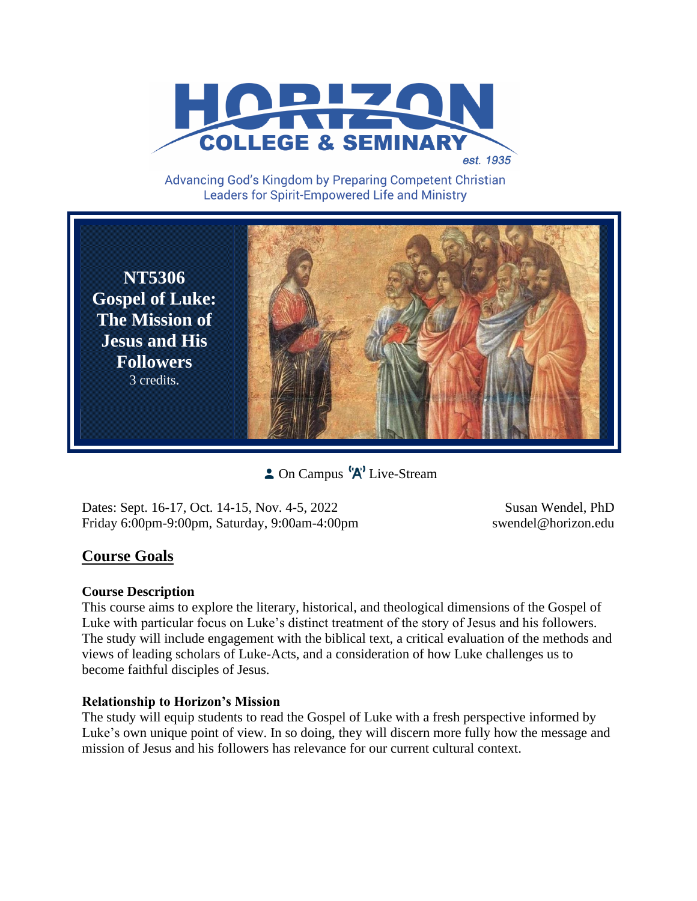HORIZON
COLLEGE & SEMINARY
est. 1935

Advancing God's Kingdom by Preparing Competent Christian Leaders for Spirit-Empowered Life and Ministry

**NT5306**
**Gospel of Luke: The Mission of Jesus and His Followers**
3 credits.

On Campus Live-Stream

Dates: Sept. 16-17, Oct. 14-15, Nov. 4-5, 2022
Friday 6:00pm-9:00pm, Saturday, 9:00am-4:00pm

Susan Wendel, PhD
swendel@horizon.edu

## Course Goals

### Course Description

This course aims to explore the literary, historical, and theological dimensions of the Gospel of Luke with particular focus on Luke's distinct treatment of the story of Jesus and his followers. The study will include engagement with the biblical text, a critical evaluation of the methods and views of leading scholars of Luke-Acts, and a consideration of how Luke challenges us to become faithful disciples of Jesus.

### Relationship to Horizon's Mission

The study will equip students to read the Gospel of Luke with a fresh perspective informed by Luke's own unique point of view. In so doing, they will discern more fully how the message and mission of Jesus and his followers has relevance for our current cultural context.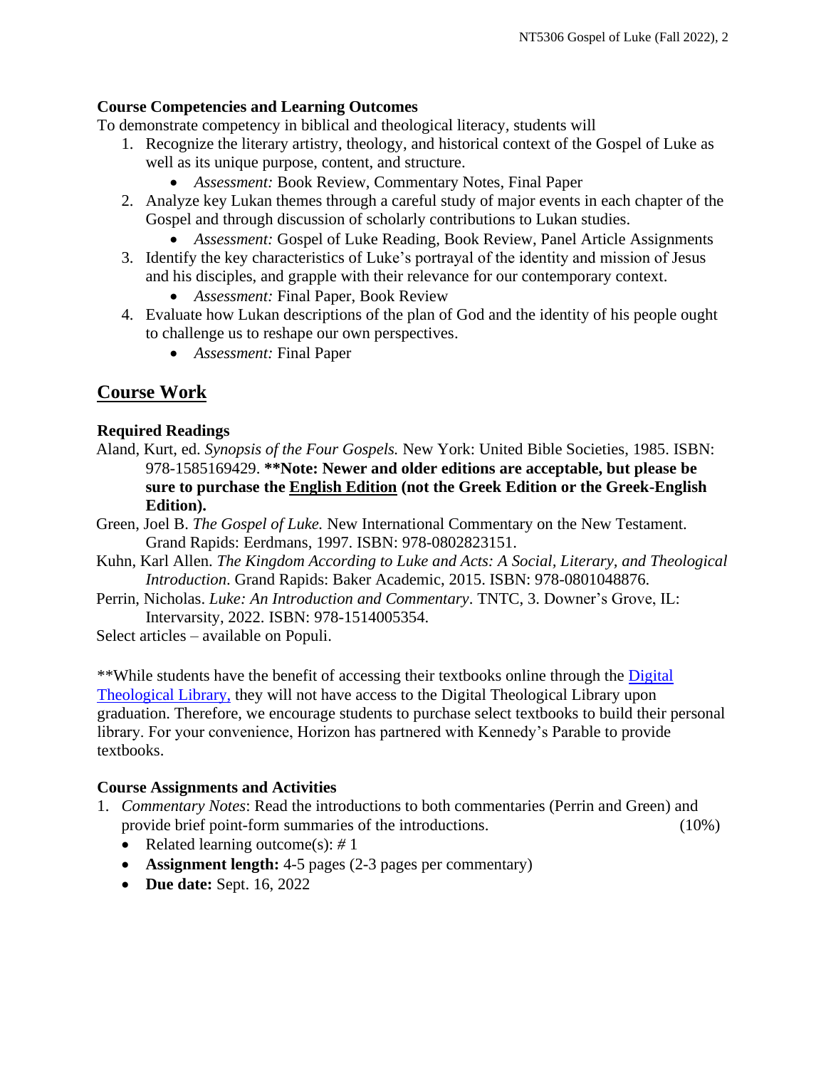### Course Competencies and Learning Outcomes

To demonstrate competency in biblical and theological literacy, students will

1. Recognize the literary artistry, theology, and historical context of the Gospel of Luke as well as its unique purpose, content, and structure.
    - *Assessment:* Book Review, Commentary Notes, Final Paper
2. Analyze key Lukan themes through a careful study of major events in each chapter of the Gospel and through discussion of scholarly contributions to Lukan studies.
    - *Assessment:* Gospel of Luke Reading, Book Review, Panel Article Assignments
3. Identify the key characteristics of Luke's portrayal of the identity and mission of Jesus and his disciples, and grapple with their relevance for our contemporary context.
    - *Assessment:* Final Paper, Book Review
4. Evaluate how Lukan descriptions of the plan of God and the identity of his people ought to challenge us to reshape our own perspectives.
    - *Assessment:* Final Paper

## Course Work

### Required Readings

Aland, Kurt, ed. *Synopsis of the Four Gospels.* New York: United Bible Societies, 1985. ISBN: 978-1585169429. **\*\*Note: Newer and older editions are acceptable, but please be sure to purchase the English Edition (not the Greek Edition or the Greek-English Edition).**

Green, Joel B. *The Gospel of Luke.* New International Commentary on the New Testament. Grand Rapids: Eerdmans, 1997. ISBN: 978-0802823151.

Kuhn, Karl Allen. *The Kingdom According to Luke and Acts: A Social, Literary, and Theological Introduction*. Grand Rapids: Baker Academic, 2015. ISBN: 978-0801048876.

Perrin, Nicholas. *Luke: An Introduction and Commentary*. TNTC, 3. Downer's Grove, IL: Intervarsity, 2022. ISBN: 978-1514005354.

Select articles – available on Populi.

**While students have the benefit of accessing their textbooks online through the [Digital Theological Library,]() they will not have access to the Digital Theological Library upon graduation. Therefore, we encourage students to purchase select textbooks to build their personal library. For your convenience, Horizon has partnered with Kennedy's Parable to provide textbooks.

### Course Assignments and Activities

1. *Commentary Notes*: Read the introductions to both commentaries (Perrin and Green) and provide brief point-form summaries of the introductions. (10%)
    - Related learning outcome(s): # 1
    - **Assignment length:** 4-5 pages (2-3 pages per commentary)
    - **Due date:** Sept. 16, 2022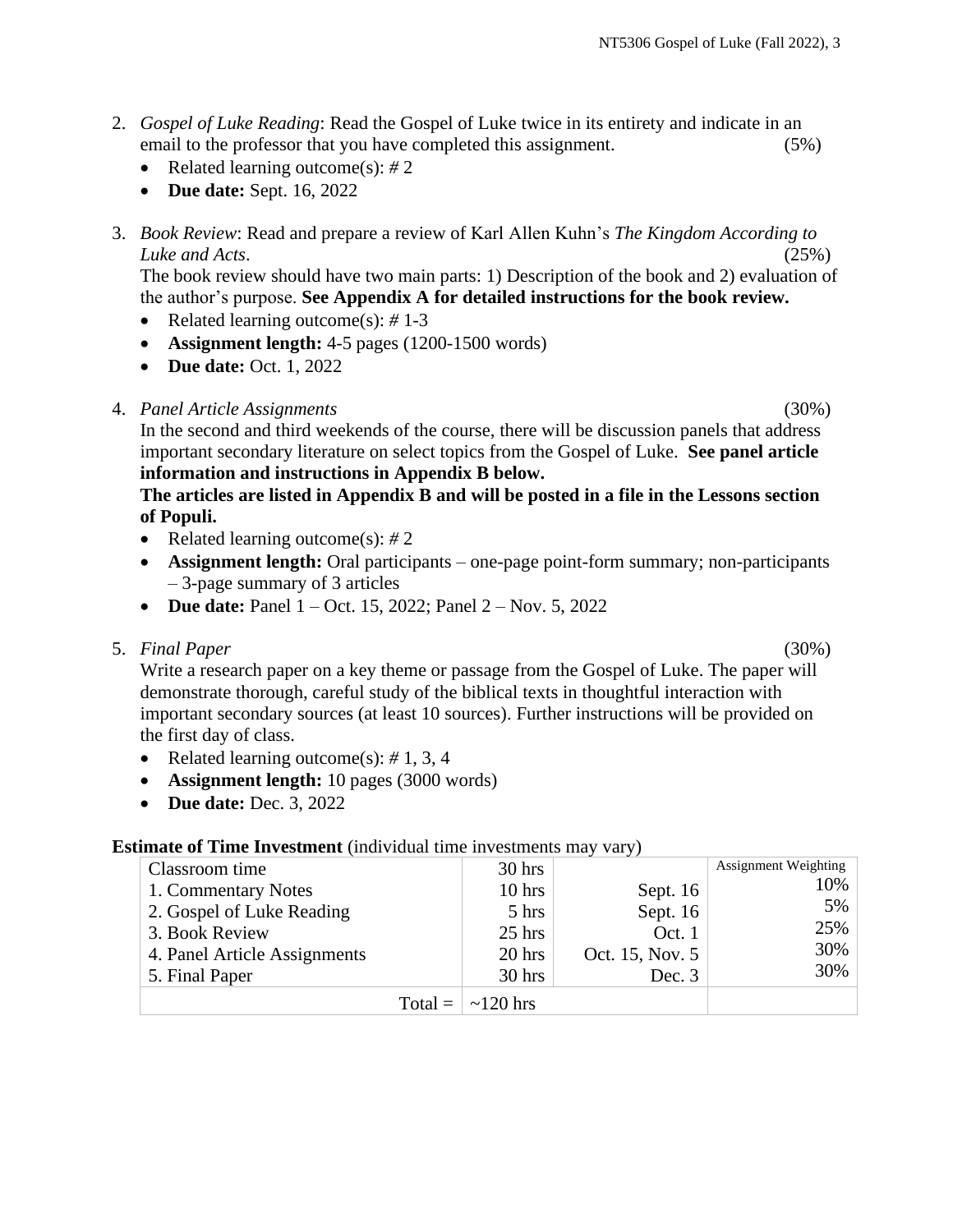2. *Gospel of Luke Reading*: Read the Gospel of Luke twice in its entirety and indicate in an email to the professor that you have completed this assignment. (5%)
   - Related learning outcome(s): # 2
   - **Due date:** Sept. 16, 2022

3. *Book Review*: Read and prepare a review of Karl Allen Kuhn's *The Kingdom According to Luke and Acts*. (25%)
   The book review should have two main parts: 1) Description of the book and 2) evaluation of the author's purpose. **See Appendix A for detailed instructions for the book review.**
   - Related learning outcome(s): # 1-3
   - **Assignment length:** 4-5 pages (1200-1500 words)
   - **Due date:** Oct. 1, 2022

4. *Panel Article Assignments* (30%)
   In the second and third weekends of the course, there will be discussion panels that address important secondary literature on select topics from the Gospel of Luke. **See panel article information and instructions in Appendix B below.**
   **The articles are listed in Appendix B and will be posted in a file in the Lessons section of Populi.**
   - Related learning outcome(s): # 2
   - **Assignment length:** Oral participants – one-page point-form summary; non-participants – 3-page summary of 3 articles
   - **Due date:** Panel 1 – Oct. 15, 2022; Panel 2 – Nov. 5, 2022

5. *Final Paper* (30%)
   Write a research paper on a key theme or passage from the Gospel of Luke. The paper will demonstrate thorough, careful study of the biblical texts in thoughtful interaction with important secondary sources (at least 10 sources). Further instructions will be provided on the first day of class.
   - Related learning outcome(s): # 1, 3, 4
   - **Assignment length:** 10 pages (3000 words)
   - **Due date:** Dec. 3, 2022

**Estimate of Time Investment** (individual time investments may vary)

| | | | Assignment Weighting |
|---|---|---|---|
| Classroom time | 30 hrs | | |
| 1. Commentary Notes | 10 hrs | Sept. 16 | 10% |
| 2. Gospel of Luke Reading | 5 hrs | Sept. 16 | 5% |
| 3. Book Review | 25 hrs | Oct. 1 | 25% |
| 4. Panel Article Assignments | 20 hrs | Oct. 15, Nov. 5 | 30% |
| 5. Final Paper | 30 hrs | Dec. 3 | 30% |
| Total = | ~120 hrs | | |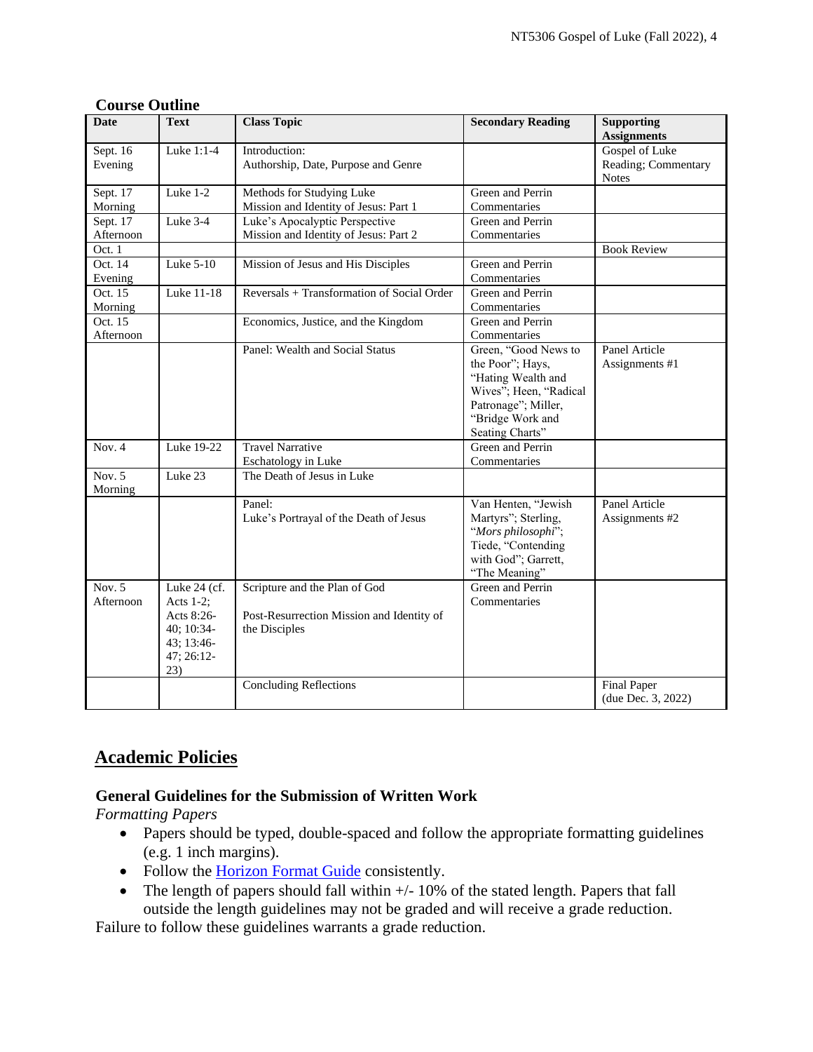### Course Outline

| Date | Text | Class Topic | Secondary Reading | Supporting Assignments |
|---|---|---|---|---|
| Sept. 16 Evening | Luke 1:1-4 | Introduction: Authorship, Date, Purpose and Genre | | Gospel of Luke Reading; Commentary Notes |
| Sept. 17 Morning | Luke 1-2 | Methods for Studying Luke<br>Mission and Identity of Jesus: Part 1 | Green and Perrin Commentaries | |
| Sept. 17 Afternoon | Luke 3-4 | Luke's Apocalyptic Perspective<br>Mission and Identity of Jesus: Part 2 | Green and Perrin Commentaries | |
| Oct. 1 | | | | Book Review |
| Oct. 14 Evening | Luke 5-10 | Mission of Jesus and His Disciples | Green and Perrin Commentaries | |
| Oct. 15 Morning | Luke 11-18 | Reversals + Transformation of Social Order | Green and Perrin Commentaries | |
| Oct. 15 Afternoon | | Economics, Justice, and the Kingdom | Green and Perrin Commentaries | |
| | | Panel: Wealth and Social Status | Green, "Good News to the Poor"; Hays, "Hating Wealth and Wives"; Heen, "Radical Patronage"; Miller, "Bridge Work and Seating Charts" | Panel Article Assignments #1 |
| Nov. 4 | Luke 19-22 | Travel Narrative<br>Eschatology in Luke | Green and Perrin Commentaries | |
| Nov. 5 Morning | Luke 23 | The Death of Jesus in Luke | | |
| | | Panel:<br>Luke's Portrayal of the Death of Jesus | Van Henten, "Jewish Martyrs"; Sterling, "*Mors philosophi*"; Tiede, "Contending with God"; Garrett, "The Meaning" | Panel Article Assignments #2 |
| Nov. 5 Afternoon | Luke 24 (cf. Acts 1-2; Acts 8:26-40; 10:34-43; 13:46-47; 26:12-23) | Scripture and the Plan of God<br><br>Post-Resurrection Mission and Identity of the Disciples | Green and Perrin Commentaries | |
| | | Concluding Reflections | | Final Paper (due Dec. 3, 2022) |

## Academic Policies

### General Guidelines for the Submission of Written Work

*Formatting Papers*

- Papers should be typed, double-spaced and follow the appropriate formatting guidelines (e.g. 1 inch margins).
- Follow the Horizon Format Guide consistently.
- The length of papers should fall within +/- 10% of the stated length. Papers that fall outside the length guidelines may not be graded and will receive a grade reduction.

Failure to follow these guidelines warrants a grade reduction.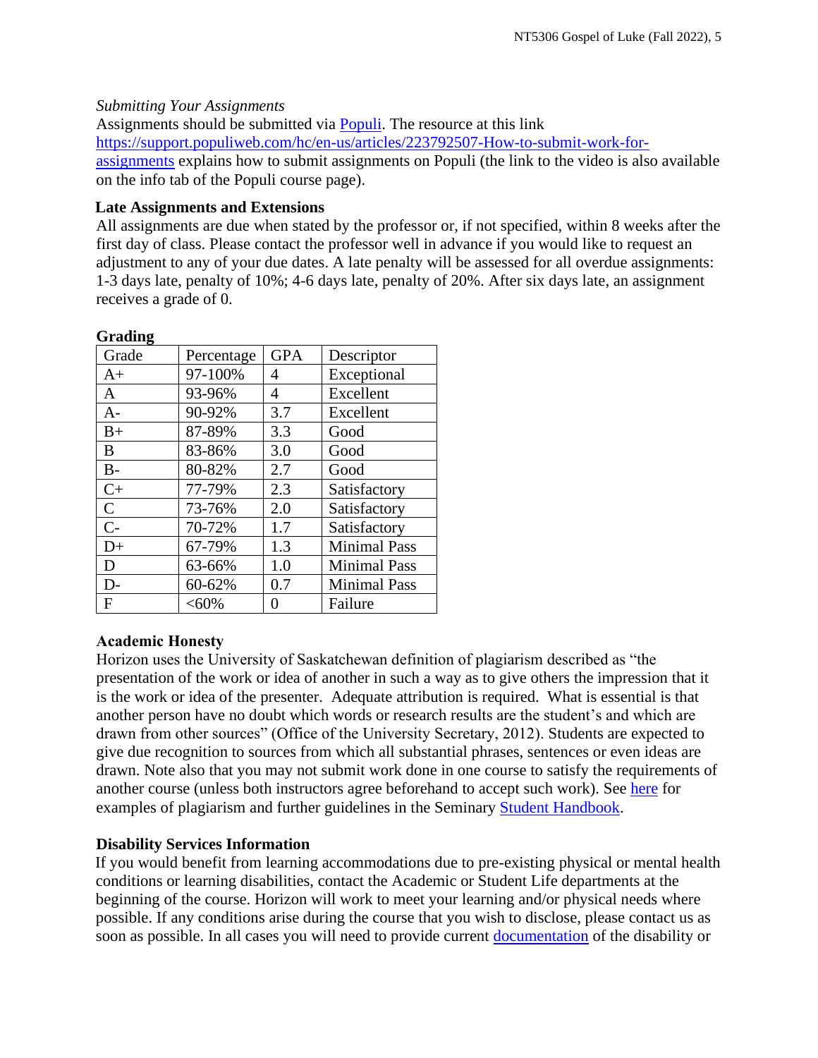*Submitting Your Assignments*

Assignments should be submitted via [Populi](). The resource at this link [https://support.populiweb.com/hc/en-us/articles/223792507-How-to-submit-work-for-assignments](https://support.populiweb.com/hc/en-us/articles/223792507-How-to-submit-work-for-assignments) explains how to submit assignments on Populi (the link to the video is also available on the info tab of the Populi course page).

**Late Assignments and Extensions**

All assignments are due when stated by the professor or, if not specified, within 8 weeks after the first day of class. Please contact the professor well in advance if you would like to request an adjustment to any of your due dates. A late penalty will be assessed for all overdue assignments: 1-3 days late, penalty of 10%; 4-6 days late, penalty of 20%. After six days late, an assignment receives a grade of 0.

**Grading**

| Grade | Percentage | GPA | Descriptor |
|---|---|---|---|
| A+ | 97-100% | 4 | Exceptional |
| A | 93-96% | 4 | Excellent |
| A- | 90-92% | 3.7 | Excellent |
| B+ | 87-89% | 3.3 | Good |
| B | 83-86% | 3.0 | Good |
| B- | 80-82% | 2.7 | Good |
| C+ | 77-79% | 2.3 | Satisfactory |
| C | 73-76% | 2.0 | Satisfactory |
| C- | 70-72% | 1.7 | Satisfactory |
| D+ | 67-79% | 1.3 | Minimal Pass |
| D | 63-66% | 1.0 | Minimal Pass |
| D- | 60-62% | 0.7 | Minimal Pass |
| F | <60% | 0 | Failure |

**Academic Honesty**

Horizon uses the University of Saskatchewan definition of plagiarism described as "the presentation of the work or idea of another in such a way as to give others the impression that it is the work or idea of the presenter. Adequate attribution is required. What is essential is that another person have no doubt which words or research results are the student's and which are drawn from other sources" (Office of the University Secretary, 2012). Students are expected to give due recognition to sources from which all substantial phrases, sentences or even ideas are drawn. Note also that you may not submit work done in one course to satisfy the requirements of another course (unless both instructors agree beforehand to accept such work). See [here]() for examples of plagiarism and further guidelines in the Seminary [Student Handbook]().

**Disability Services Information**

If you would benefit from learning accommodations due to pre-existing physical or mental health conditions or learning disabilities, contact the Academic or Student Life departments at the beginning of the course. Horizon will work to meet your learning and/or physical needs where possible. If any conditions arise during the course that you wish to disclose, please contact us as soon as possible. In all cases you will need to provide current [documentation]() of the disability or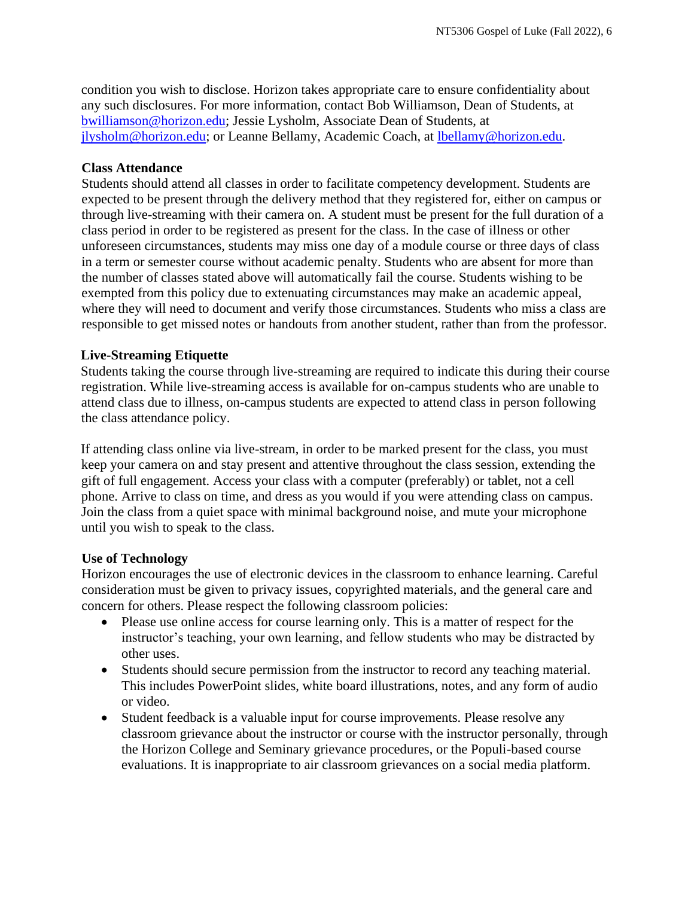condition you wish to disclose. Horizon takes appropriate care to ensure confidentiality about any such disclosures. For more information, contact Bob Williamson, Dean of Students, at bwilliamson@horizon.edu; Jessie Lysholm, Associate Dean of Students, at jlysholm@horizon.edu; or Leanne Bellamy, Academic Coach, at lbellamy@horizon.edu.

**Class Attendance**

Students should attend all classes in order to facilitate competency development. Students are expected to be present through the delivery method that they registered for, either on campus or through live-streaming with their camera on. A student must be present for the full duration of a class period in order to be registered as present for the class. In the case of illness or other unforeseen circumstances, students may miss one day of a module course or three days of class in a term or semester course without academic penalty. Students who are absent for more than the number of classes stated above will automatically fail the course. Students wishing to be exempted from this policy due to extenuating circumstances may make an academic appeal, where they will need to document and verify those circumstances. Students who miss a class are responsible to get missed notes or handouts from another student, rather than from the professor.

**Live-Streaming Etiquette**

Students taking the course through live-streaming are required to indicate this during their course registration. While live-streaming access is available for on-campus students who are unable to attend class due to illness, on-campus students are expected to attend class in person following the class attendance policy.

If attending class online via live-stream, in order to be marked present for the class, you must keep your camera on and stay present and attentive throughout the class session, extending the gift of full engagement. Access your class with a computer (preferably) or tablet, not a cell phone. Arrive to class on time, and dress as you would if you were attending class on campus. Join the class from a quiet space with minimal background noise, and mute your microphone until you wish to speak to the class.

**Use of Technology**

Horizon encourages the use of electronic devices in the classroom to enhance learning. Careful consideration must be given to privacy issues, copyrighted materials, and the general care and concern for others. Please respect the following classroom policies:

- Please use online access for course learning only. This is a matter of respect for the instructor's teaching, your own learning, and fellow students who may be distracted by other uses.
- Students should secure permission from the instructor to record any teaching material. This includes PowerPoint slides, white board illustrations, notes, and any form of audio or video.
- Student feedback is a valuable input for course improvements. Please resolve any classroom grievance about the instructor or course with the instructor personally, through the Horizon College and Seminary grievance procedures, or the Populi-based course evaluations. It is inappropriate to air classroom grievances on a social media platform.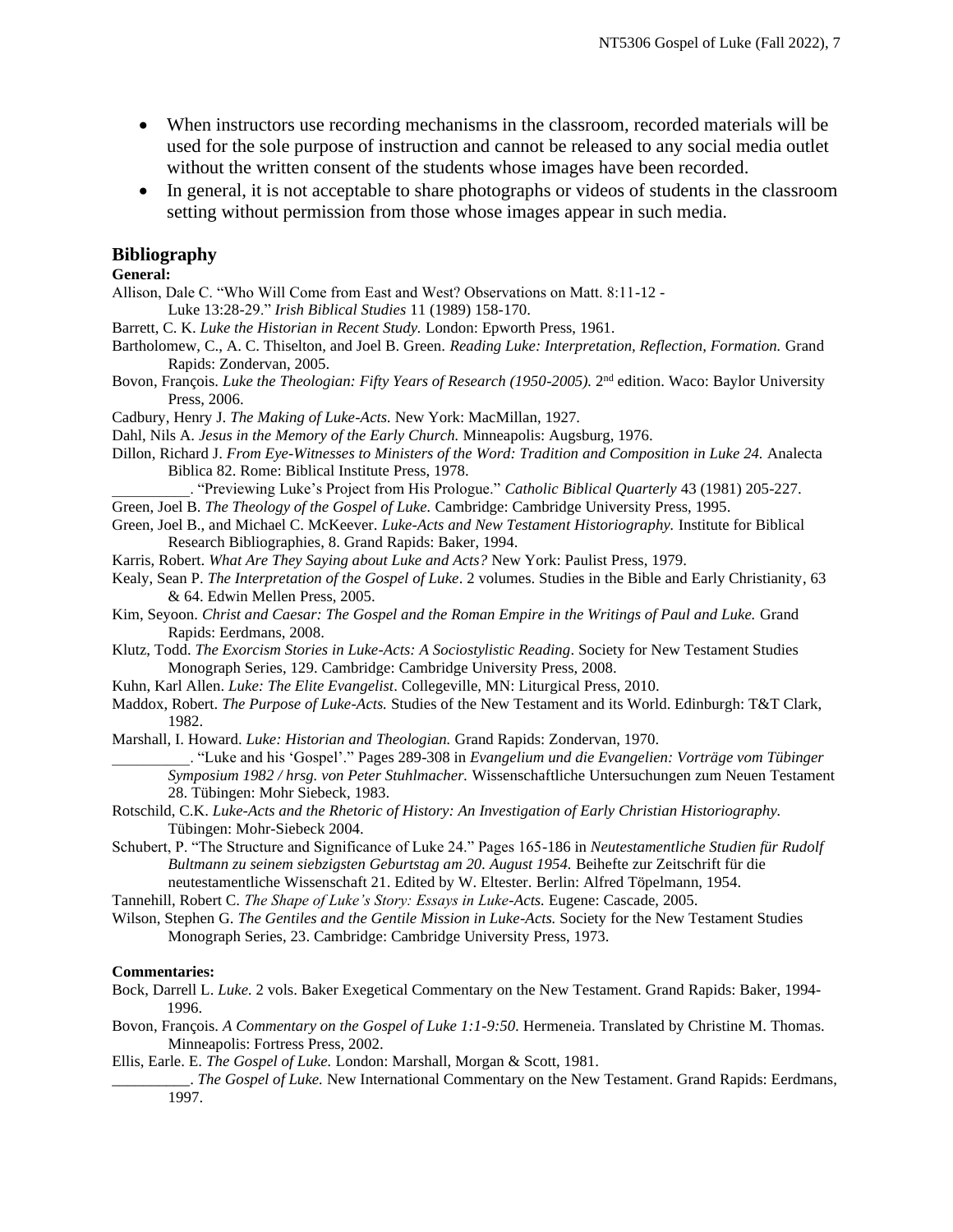- When instructors use recording mechanisms in the classroom, recorded materials will be used for the sole purpose of instruction and cannot be released to any social media outlet without the written consent of the students whose images have been recorded.
- In general, it is not acceptable to share photographs or videos of students in the classroom setting without permission from those whose images appear in such media.

## Bibliography

**General:**

Allison, Dale C. "Who Will Come from East and West? Observations on Matt. 8:11-12 - Luke 13:28-29." *Irish Biblical Studies* 11 (1989) 158-170.

Barrett, C. K. *Luke the Historian in Recent Study.* London: Epworth Press, 1961.

Bartholomew, C., A. C. Thiselton, and Joel B. Green. *Reading Luke: Interpretation, Reflection, Formation.* Grand Rapids: Zondervan, 2005.

Bovon, François. *Luke the Theologian: Fifty Years of Research (1950-2005).* 2nd edition. Waco: Baylor University Press, 2006.

Cadbury, Henry J. *The Making of Luke-Acts.* New York: MacMillan, 1927.

Dahl, Nils A. *Jesus in the Memory of the Early Church.* Minneapolis: Augsburg, 1976.

Dillon, Richard J. *From Eye-Witnesses to Ministers of the Word: Tradition and Composition in Luke 24.* Analecta Biblica 82. Rome: Biblical Institute Press, 1978.

__________. "Previewing Luke's Project from His Prologue." *Catholic Biblical Quarterly* 43 (1981) 205-227.

Green, Joel B. *The Theology of the Gospel of Luke.* Cambridge: Cambridge University Press, 1995.

Green, Joel B., and Michael C. McKeever. *Luke-Acts and New Testament Historiography.* Institute for Biblical Research Bibliographies, 8. Grand Rapids: Baker, 1994.

Karris, Robert. *What Are They Saying about Luke and Acts?* New York: Paulist Press, 1979.

Kealy, Sean P. *The Interpretation of the Gospel of Luke*. 2 volumes. Studies in the Bible and Early Christianity, 63 & 64. Edwin Mellen Press, 2005.

Kim, Seyoon. *Christ and Caesar: The Gospel and the Roman Empire in the Writings of Paul and Luke.* Grand Rapids: Eerdmans, 2008.

Klutz, Todd. *The Exorcism Stories in Luke-Acts: A Sociostylistic Reading*. Society for New Testament Studies Monograph Series, 129. Cambridge: Cambridge University Press, 2008.

Kuhn, Karl Allen. *Luke: The Elite Evangelist*. Collegeville, MN: Liturgical Press, 2010.

Maddox, Robert. *The Purpose of Luke-Acts.* Studies of the New Testament and its World. Edinburgh: T&T Clark, 1982.

Marshall, I. Howard. *Luke: Historian and Theologian.* Grand Rapids: Zondervan, 1970.

__________. "Luke and his 'Gospel'." Pages 289-308 in *Evangelium und die Evangelien: Vorträge vom Tübinger Symposium 1982 / hrsg. von Peter Stuhlmacher.* Wissenschaftliche Untersuchungen zum Neuen Testament 28. Tübingen: Mohr Siebeck, 1983.

Rotschild, C.K. *Luke-Acts and the Rhetoric of History: An Investigation of Early Christian Historiography.* Tübingen: Mohr-Siebeck 2004.

Schubert, P. "The Structure and Significance of Luke 24." Pages 165-186 in *Neutestamentliche Studien für Rudolf Bultmann zu seinem siebzigsten Geburtstag am 20. August 1954.* Beihefte zur Zeitschrift für die neutestamentliche Wissenschaft 21. Edited by W. Eltester. Berlin: Alfred Töpelmann, 1954.

Tannehill, Robert C. *The Shape of Luke's Story: Essays in Luke-Acts.* Eugene: Cascade, 2005.

Wilson, Stephen G. *The Gentiles and the Gentile Mission in Luke-Acts.* Society for the New Testament Studies Monograph Series, 23. Cambridge: Cambridge University Press, 1973.

**Commentaries:**

Bock, Darrell L. *Luke.* 2 vols. Baker Exegetical Commentary on the New Testament. Grand Rapids: Baker, 1994-1996.

Bovon, François. *A Commentary on the Gospel of Luke 1:1-9:50.* Hermeneia. Translated by Christine M. Thomas. Minneapolis: Fortress Press, 2002.

Ellis, Earle. E. *The Gospel of Luke.* London: Marshall, Morgan & Scott, 1981.

__________. *The Gospel of Luke.* New International Commentary on the New Testament. Grand Rapids: Eerdmans, 1997.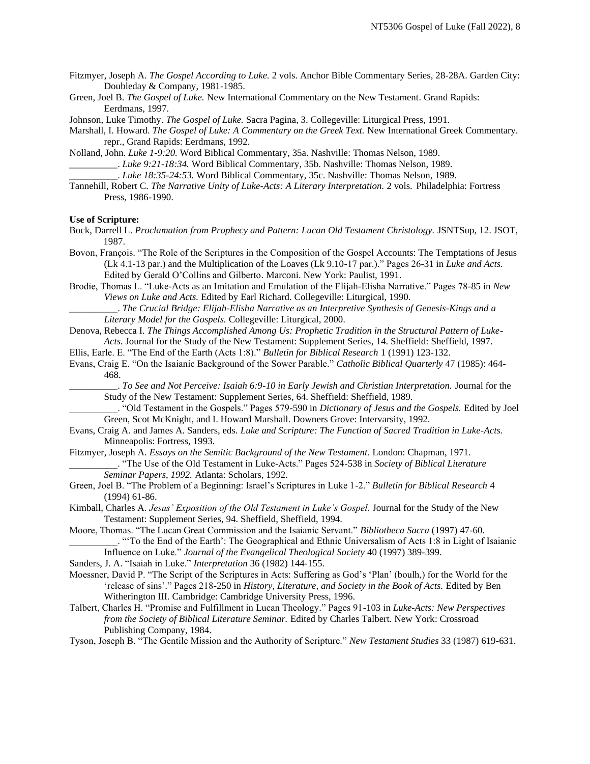Fitzmyer, Joseph A. *The Gospel According to Luke.* 2 vols. Anchor Bible Commentary Series, 28-28A. Garden City: Doubleday & Company, 1981-1985.

Green, Joel B. *The Gospel of Luke.* New International Commentary on the New Testament. Grand Rapids: Eerdmans, 1997.

Johnson, Luke Timothy. *The Gospel of Luke.* Sacra Pagina, 3. Collegeville: Liturgical Press, 1991.

Marshall, I. Howard. *The Gospel of Luke: A Commentary on the Greek Text.* New International Greek Commentary. repr., Grand Rapids: Eerdmans, 1992.

Nolland, John. *Luke 1-9:20.* Word Biblical Commentary, 35a. Nashville: Thomas Nelson, 1989.

__________. *Luke 9:21-18:34.* Word Biblical Commentary, 35b. Nashville: Thomas Nelson, 1989.

__________. *Luke 18:35-24:53.* Word Biblical Commentary, 35c. Nashville: Thomas Nelson, 1989.

Tannehill, Robert C. *The Narrative Unity of Luke-Acts: A Literary Interpretation.* 2 vols. Philadelphia: Fortress Press, 1986-1990.

**Use of Scripture:**

Bock, Darrell L. *Proclamation from Prophecy and Pattern: Lucan Old Testament Christology.* JSNTSup, 12. JSOT, 1987.

Bovon, François. "The Role of the Scriptures in the Composition of the Gospel Accounts: The Temptations of Jesus (Lk 4.1-13 par.) and the Multiplication of the Loaves (Lk 9.10-17 par.)." Pages 26-31 in *Luke and Acts.* Edited by Gerald O'Collins and Gilberto. Marconi. New York: Paulist, 1991.

Brodie, Thomas L. "Luke-Acts as an Imitation and Emulation of the Elijah-Elisha Narrative." Pages 78-85 in *New Views on Luke and Acts.* Edited by Earl Richard. Collegeville: Liturgical, 1990.

__________. *The Crucial Bridge: Elijah-Elisha Narrative as an Interpretive Synthesis of Genesis-Kings and a Literary Model for the Gospels.* Collegeville: Liturgical, 2000.

Denova, Rebecca I. *The Things Accomplished Among Us: Prophetic Tradition in the Structural Pattern of Luke-Acts.* Journal for the Study of the New Testament: Supplement Series, 14. Sheffield: Sheffield, 1997.

Ellis, Earle. E. "The End of the Earth (Acts 1:8)." *Bulletin for Biblical Research* 1 (1991) 123-132.

Evans, Craig E. "On the Isaianic Background of the Sower Parable." *Catholic Biblical Quarterly* 47 (1985): 464-468.

__________. *To See and Not Perceive: Isaiah 6:9-10 in Early Jewish and Christian Interpretation.* Journal for the Study of the New Testament: Supplement Series, 64. Sheffield: Sheffield, 1989.

__________. "Old Testament in the Gospels." Pages 579-590 in *Dictionary of Jesus and the Gospels.* Edited by Joel Green, Scot McKnight, and I. Howard Marshall. Downers Grove: Intervarsity, 1992.

Evans, Craig A. and James A. Sanders, eds. *Luke and Scripture: The Function of Sacred Tradition in Luke-Acts.* Minneapolis: Fortress, 1993.

Fitzmyer, Joseph A. *Essays on the Semitic Background of the New Testament.* London: Chapman, 1971.

__________. "The Use of the Old Testament in Luke-Acts." Pages 524-538 in *Society of Biblical Literature Seminar Papers, 1992.* Atlanta: Scholars, 1992.

Green, Joel B. "The Problem of a Beginning: Israel's Scriptures in Luke 1-2." *Bulletin for Biblical Research* 4 (1994) 61-86.

Kimball, Charles A. *Jesus' Exposition of the Old Testament in Luke's Gospel.* Journal for the Study of the New Testament: Supplement Series, 94. Sheffield, Sheffield, 1994.

Moore, Thomas. "The Lucan Great Commission and the Isaianic Servant." *Bibliotheca Sacra* (1997) 47-60.

__________. "'To the End of the Earth': The Geographical and Ethnic Universalism of Acts 1:8 in Light of Isaianic Influence on Luke." *Journal of the Evangelical Theological Society* 40 (1997) 389-399.

Sanders, J. A. "Isaiah in Luke." *Interpretation* 36 (1982) 144-155.

Moessner, David P. "The Script of the Scriptures in Acts: Suffering as God's 'Plan' (boulh,) for the World for the 'release of sins'." Pages 218-250 in *History, Literature, and Society in the Book of Acts.* Edited by Ben Witherington III. Cambridge: Cambridge University Press, 1996.

Talbert, Charles H. "Promise and Fulfillment in Lucan Theology." Pages 91-103 in *Luke-Acts: New Perspectives from the Society of Biblical Literature Seminar.* Edited by Charles Talbert. New York: Crossroad Publishing Company, 1984.

Tyson, Joseph B. "The Gentile Mission and the Authority of Scripture." *New Testament Studies* 33 (1987) 619-631.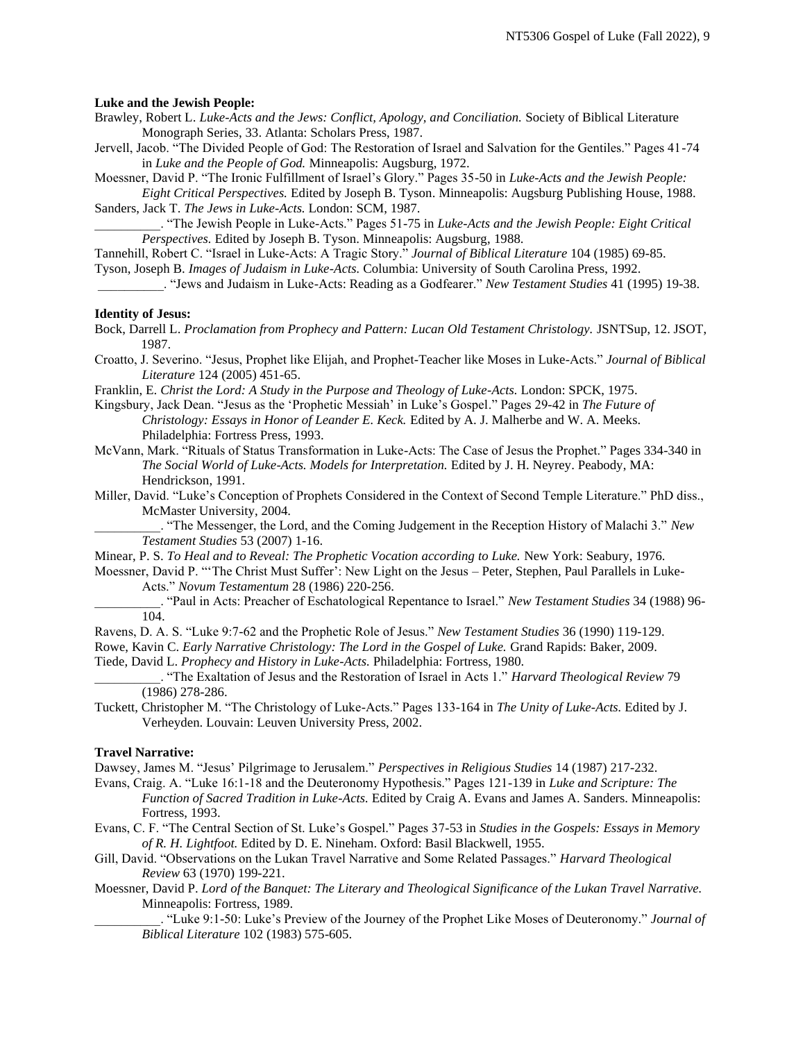**Luke and the Jewish People:**

Brawley, Robert L. *Luke-Acts and the Jews: Conflict, Apology, and Conciliation.* Society of Biblical Literature Monograph Series, 33. Atlanta: Scholars Press, 1987.

Jervell, Jacob. "The Divided People of God: The Restoration of Israel and Salvation for the Gentiles." Pages 41-74 in *Luke and the People of God.* Minneapolis: Augsburg, 1972.

Moessner, David P. "The Ironic Fulfillment of Israel's Glory." Pages 35-50 in *Luke-Acts and the Jewish People: Eight Critical Perspectives.* Edited by Joseph B. Tyson. Minneapolis: Augsburg Publishing House, 1988.

Sanders, Jack T. *The Jews in Luke-Acts.* London: SCM, 1987.

__________. "The Jewish People in Luke-Acts." Pages 51-75 in *Luke-Acts and the Jewish People: Eight Critical Perspectives.* Edited by Joseph B. Tyson. Minneapolis: Augsburg, 1988.

Tannehill, Robert C. "Israel in Luke-Acts: A Tragic Story." *Journal of Biblical Literature* 104 (1985) 69-85.

Tyson, Joseph B. *Images of Judaism in Luke-Acts.* Columbia: University of South Carolina Press, 1992.

__________. "Jews and Judaism in Luke-Acts: Reading as a Godfearer." *New Testament Studies* 41 (1995) 19-38.

**Identity of Jesus:**

Bock, Darrell L. *Proclamation from Prophecy and Pattern: Lucan Old Testament Christology.* JSNTSup, 12. JSOT, 1987.

Croatto, J. Severino. "Jesus, Prophet like Elijah, and Prophet-Teacher like Moses in Luke-Acts." *Journal of Biblical Literature* 124 (2005) 451-65.

Franklin, E. *Christ the Lord: A Study in the Purpose and Theology of Luke-Acts.* London: SPCK, 1975.

Kingsbury, Jack Dean. "Jesus as the 'Prophetic Messiah' in Luke's Gospel." Pages 29-42 in *The Future of Christology: Essays in Honor of Leander E. Keck.* Edited by A. J. Malherbe and W. A. Meeks. Philadelphia: Fortress Press, 1993.

McVann, Mark. "Rituals of Status Transformation in Luke-Acts: The Case of Jesus the Prophet." Pages 334-340 in *The Social World of Luke-Acts. Models for Interpretation.* Edited by J. H. Neyrey. Peabody, MA: Hendrickson, 1991.

Miller, David. "Luke's Conception of Prophets Considered in the Context of Second Temple Literature." PhD diss., McMaster University, 2004.

__________. "The Messenger, the Lord, and the Coming Judgement in the Reception History of Malachi 3." *New Testament Studies* 53 (2007) 1-16.

Minear, P. S. *To Heal and to Reveal: The Prophetic Vocation according to Luke.* New York: Seabury, 1976.

Moessner, David P. "'The Christ Must Suffer': New Light on the Jesus – Peter, Stephen, Paul Parallels in Luke-Acts." *Novum Testamentum* 28 (1986) 220-256.

__________. "Paul in Acts: Preacher of Eschatological Repentance to Israel." *New Testament Studies* 34 (1988) 96-104.

Ravens, D. A. S. "Luke 9:7-62 and the Prophetic Role of Jesus." *New Testament Studies* 36 (1990) 119-129.

Rowe, Kavin C. *Early Narrative Christology: The Lord in the Gospel of Luke.* Grand Rapids: Baker, 2009.

Tiede, David L. *Prophecy and History in Luke-Acts.* Philadelphia: Fortress, 1980.

__________. "The Exaltation of Jesus and the Restoration of Israel in Acts 1." *Harvard Theological Review* 79 (1986) 278-286.

Tuckett, Christopher M. "The Christology of Luke-Acts." Pages 133-164 in *The Unity of Luke-Acts.* Edited by J. Verheyden. Louvain: Leuven University Press, 2002.

**Travel Narrative:**

Dawsey, James M. "Jesus' Pilgrimage to Jerusalem." *Perspectives in Religious Studies* 14 (1987) 217-232.

Evans, Craig. A. "Luke 16:1-18 and the Deuteronomy Hypothesis." Pages 121-139 in *Luke and Scripture: The Function of Sacred Tradition in Luke-Acts.* Edited by Craig A. Evans and James A. Sanders. Minneapolis: Fortress, 1993.

Evans, C. F. "The Central Section of St. Luke's Gospel." Pages 37-53 in *Studies in the Gospels: Essays in Memory of R. H. Lightfoot.* Edited by D. E. Nineham. Oxford: Basil Blackwell, 1955.

Gill, David. "Observations on the Lukan Travel Narrative and Some Related Passages." *Harvard Theological Review* 63 (1970) 199-221.

Moessner, David P. *Lord of the Banquet: The Literary and Theological Significance of the Lukan Travel Narrative.* Minneapolis: Fortress, 1989.

__________. "Luke 9:1-50: Luke's Preview of the Journey of the Prophet Like Moses of Deuteronomy." *Journal of Biblical Literature* 102 (1983) 575-605.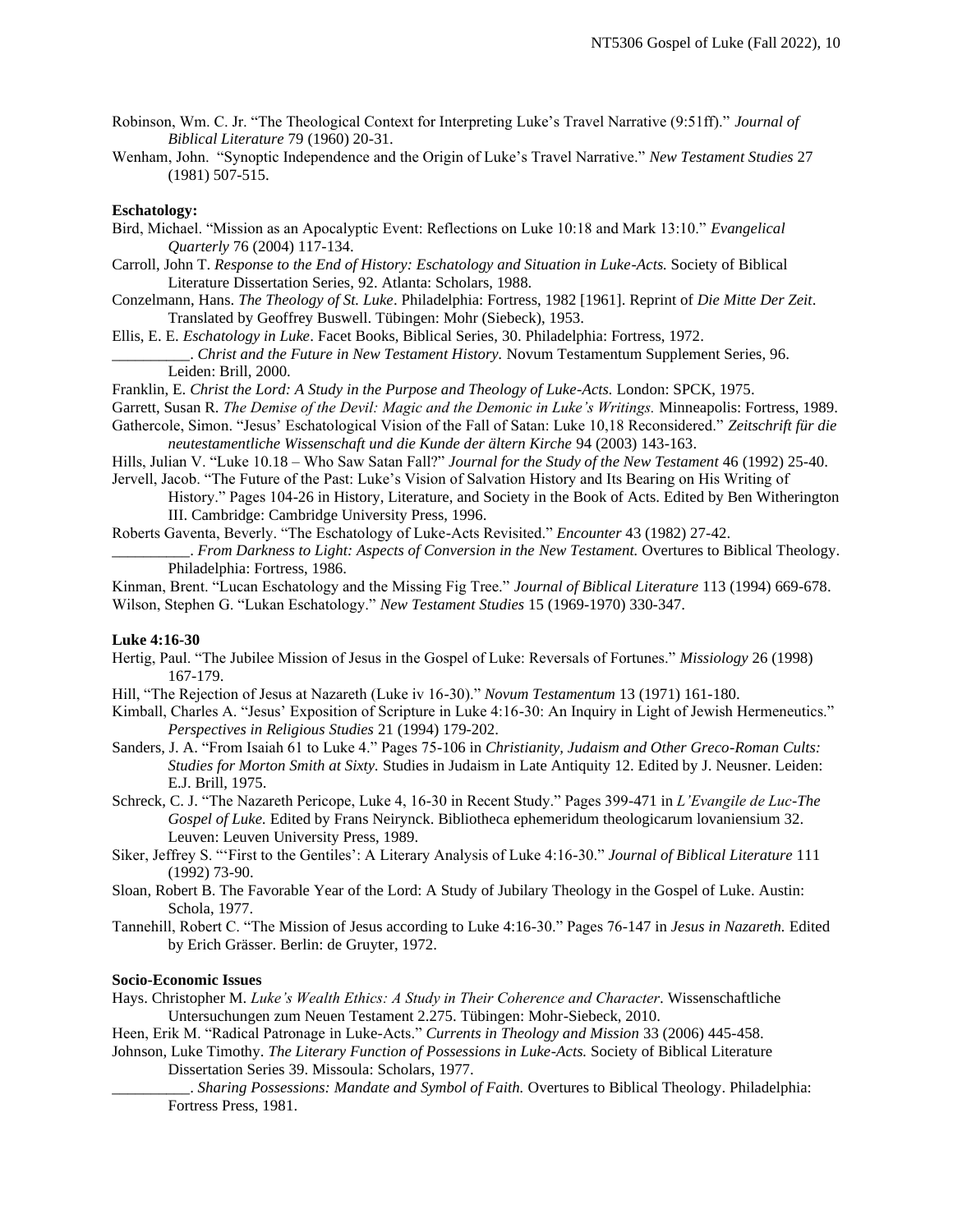Robinson, Wm. C. Jr. "The Theological Context for Interpreting Luke's Travel Narrative (9:51ff)." *Journal of Biblical Literature* 79 (1960) 20-31.

Wenham, John. "Synoptic Independence and the Origin of Luke's Travel Narrative." *New Testament Studies* 27 (1981) 507-515.

**Eschatology:**

Bird, Michael. "Mission as an Apocalyptic Event: Reflections on Luke 10:18 and Mark 13:10." *Evangelical Quarterly* 76 (2004) 117-134.

Carroll, John T. *Response to the End of History: Eschatology and Situation in Luke-Acts.* Society of Biblical Literature Dissertation Series, 92. Atlanta: Scholars, 1988.

Conzelmann, Hans. *The Theology of St. Luke*. Philadelphia: Fortress, 1982 [1961]. Reprint of *Die Mitte Der Zeit*. Translated by Geoffrey Buswell. Tübingen: Mohr (Siebeck), 1953.

Ellis, E. E. *Eschatology in Luke*. Facet Books, Biblical Series, 30. Philadelphia: Fortress, 1972.

__________. *Christ and the Future in New Testament History.* Novum Testamentum Supplement Series, 96. Leiden: Brill, 2000.

Franklin, E. *Christ the Lord: A Study in the Purpose and Theology of Luke-Acts.* London: SPCK, 1975.

Garrett, Susan R. *The Demise of the Devil: Magic and the Demonic in Luke's Writings.* Minneapolis: Fortress, 1989.

Gathercole, Simon. "Jesus' Eschatological Vision of the Fall of Satan: Luke 10,18 Reconsidered." *Zeitschrift für die neutestamentliche Wissenschaft und die Kunde der ältern Kirche* 94 (2003) 143-163.

Hills, Julian V. "Luke 10.18 – Who Saw Satan Fall?" *Journal for the Study of the New Testament* 46 (1992) 25-40.

Jervell, Jacob. "The Future of the Past: Luke's Vision of Salvation History and Its Bearing on His Writing of History." Pages 104-26 in History, Literature, and Society in the Book of Acts. Edited by Ben Witherington III. Cambridge: Cambridge University Press, 1996.

Roberts Gaventa, Beverly. "The Eschatology of Luke-Acts Revisited." *Encounter* 43 (1982) 27-42.

__________. *From Darkness to Light: Aspects of Conversion in the New Testament.* Overtures to Biblical Theology. Philadelphia: Fortress, 1986.

Kinman, Brent. "Lucan Eschatology and the Missing Fig Tree." *Journal of Biblical Literature* 113 (1994) 669-678.

Wilson, Stephen G. "Lukan Eschatology." *New Testament Studies* 15 (1969-1970) 330-347.

**Luke 4:16-30**

Hertig, Paul. "The Jubilee Mission of Jesus in the Gospel of Luke: Reversals of Fortunes." *Missiology* 26 (1998) 167-179.

Hill, "The Rejection of Jesus at Nazareth (Luke iv 16-30)." *Novum Testamentum* 13 (1971) 161-180.

Kimball, Charles A. "Jesus' Exposition of Scripture in Luke 4:16-30: An Inquiry in Light of Jewish Hermeneutics." *Perspectives in Religious Studies* 21 (1994) 179-202.

Sanders, J. A. "From Isaiah 61 to Luke 4." Pages 75-106 in *Christianity, Judaism and Other Greco-Roman Cults: Studies for Morton Smith at Sixty.* Studies in Judaism in Late Antiquity 12. Edited by J. Neusner. Leiden: E.J. Brill, 1975.

Schreck, C. J. "The Nazareth Pericope, Luke 4, 16-30 in Recent Study." Pages 399-471 in *L'Evangile de Luc-The Gospel of Luke.* Edited by Frans Neirynck. Bibliotheca ephemeridum theologicarum lovaniensium 32. Leuven: Leuven University Press, 1989.

Siker, Jeffrey S. "'First to the Gentiles': A Literary Analysis of Luke 4:16-30." *Journal of Biblical Literature* 111 (1992) 73-90.

Sloan, Robert B. The Favorable Year of the Lord: A Study of Jubilary Theology in the Gospel of Luke. Austin: Schola, 1977.

Tannehill, Robert C. "The Mission of Jesus according to Luke 4:16-30." Pages 76-147 in *Jesus in Nazareth.* Edited by Erich Grässer. Berlin: de Gruyter, 1972.

**Socio-Economic Issues**

Hays. Christopher M. *Luke's Wealth Ethics: A Study in Their Coherence and Character*. Wissenschaftliche Untersuchungen zum Neuen Testament 2.275. Tübingen: Mohr-Siebeck, 2010.

Heen, Erik M. "Radical Patronage in Luke-Acts." *Currents in Theology and Mission* 33 (2006) 445-458.

Johnson, Luke Timothy. *The Literary Function of Possessions in Luke-Acts.* Society of Biblical Literature Dissertation Series 39. Missoula: Scholars, 1977.

__________. *Sharing Possessions: Mandate and Symbol of Faith.* Overtures to Biblical Theology. Philadelphia: Fortress Press, 1981.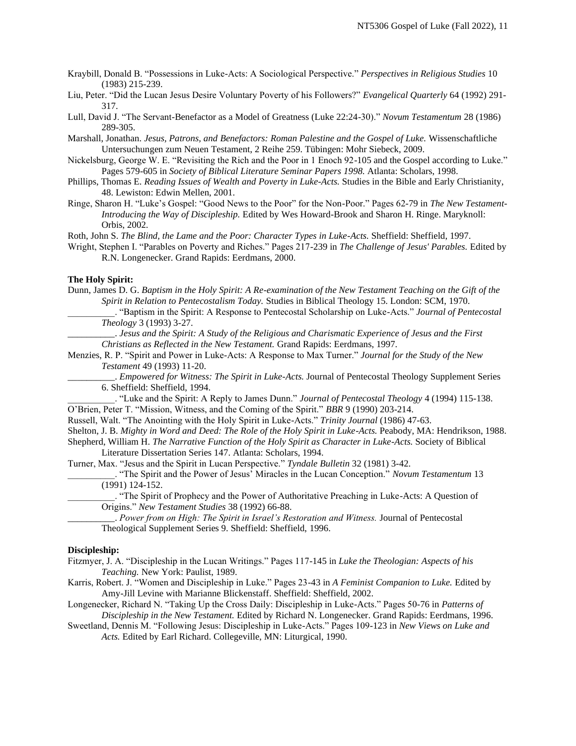Kraybill, Donald B. "Possessions in Luke-Acts: A Sociological Perspective." *Perspectives in Religious Studies* 10 (1983) 215-239.

Liu, Peter. "Did the Lucan Jesus Desire Voluntary Poverty of his Followers?" *Evangelical Quarterly* 64 (1992) 291-317.

Lull, David J. "The Servant-Benefactor as a Model of Greatness (Luke 22:24-30)." *Novum Testamentum* 28 (1986) 289-305.

Marshall, Jonathan. *Jesus, Patrons, and Benefactors: Roman Palestine and the Gospel of Luke.* Wissenschaftliche Untersuchungen zum Neuen Testament, 2 Reihe 259. Tübingen: Mohr Siebeck, 2009.

Nickelsburg, George W. E. "Revisiting the Rich and the Poor in 1 Enoch 92-105 and the Gospel according to Luke." Pages 579-605 in *Society of Biblical Literature Seminar Papers 1998.* Atlanta: Scholars, 1998.

Phillips, Thomas E. *Reading Issues of Wealth and Poverty in Luke-Acts.* Studies in the Bible and Early Christianity, 48. Lewiston: Edwin Mellen, 2001.

Ringe, Sharon H. "Luke's Gospel: "Good News to the Poor" for the Non-Poor." Pages 62-79 in *The New Testament-Introducing the Way of Discipleship.* Edited by Wes Howard-Brook and Sharon H. Ringe. Maryknoll: Orbis, 2002.

Roth, John S. *The Blind, the Lame and the Poor: Character Types in Luke-Acts.* Sheffield: Sheffield, 1997.

Wright, Stephen I. "Parables on Poverty and Riches." Pages 217-239 in *The Challenge of Jesus' Parables.* Edited by R.N. Longenecker. Grand Rapids: Eerdmans, 2000.

**The Holy Spirit:**

Dunn, James D. G. *Baptism in the Holy Spirit: A Re-examination of the New Testament Teaching on the Gift of the Spirit in Relation to Pentecostalism Today.* Studies in Biblical Theology 15. London: SCM, 1970.

__________. "Baptism in the Spirit: A Response to Pentecostal Scholarship on Luke-Acts." *Journal of Pentecostal Theology* 3 (1993) 3-27.

__________. *Jesus and the Spirit: A Study of the Religious and Charismatic Experience of Jesus and the First Christians as Reflected in the New Testament.* Grand Rapids: Eerdmans, 1997.

Menzies, R. P. "Spirit and Power in Luke-Acts: A Response to Max Turner." *Journal for the Study of the New Testament* 49 (1993) 11-20.

__________. *Empowered for Witness: The Spirit in Luke-Acts.* Journal of Pentecostal Theology Supplement Series 6. Sheffield: Sheffield, 1994.

__________. "Luke and the Spirit: A Reply to James Dunn." *Journal of Pentecostal Theology* 4 (1994) 115-138.

O'Brien, Peter T. "Mission, Witness, and the Coming of the Spirit." *BBR* 9 (1990) 203-214.

Russell, Walt. "The Anointing with the Holy Spirit in Luke-Acts." *Trinity Journal* (1986) 47-63.

Shelton, J. B. *Mighty in Word and Deed: The Role of the Holy Spirit in Luke-Acts.* Peabody, MA: Hendrikson, 1988.

Shepherd, William H. *The Narrative Function of the Holy Spirit as Character in Luke-Acts.* Society of Biblical Literature Dissertation Series 147. Atlanta: Scholars, 1994.

Turner, Max. "Jesus and the Spirit in Lucan Perspective." *Tyndale Bulletin* 32 (1981) 3-42.

__________. "The Spirit and the Power of Jesus' Miracles in the Lucan Conception." *Novum Testamentum* 13 (1991) 124-152.

__________. "The Spirit of Prophecy and the Power of Authoritative Preaching in Luke-Acts: A Question of Origins." *New Testament Studies* 38 (1992) 66-88.

__________. *Power from on High: The Spirit in Israel's Restoration and Witness.* Journal of Pentecostal Theological Supplement Series 9. Sheffield: Sheffield, 1996.

**Discipleship:**

Fitzmyer, J. A. "Discipleship in the Lucan Writings." Pages 117-145 in *Luke the Theologian: Aspects of his Teaching.* New York: Paulist, 1989.

Karris, Robert. J. "Women and Discipleship in Luke." Pages 23-43 in *A Feminist Companion to Luke.* Edited by Amy-Jill Levine with Marianne Blickenstaff. Sheffield: Sheffield, 2002.

Longenecker, Richard N. "Taking Up the Cross Daily: Discipleship in Luke-Acts." Pages 50-76 in *Patterns of Discipleship in the New Testament.* Edited by Richard N. Longenecker. Grand Rapids: Eerdmans, 1996.

Sweetland, Dennis M. "Following Jesus: Discipleship in Luke-Acts." Pages 109-123 in *New Views on Luke and Acts.* Edited by Earl Richard. Collegeville, MN: Liturgical, 1990.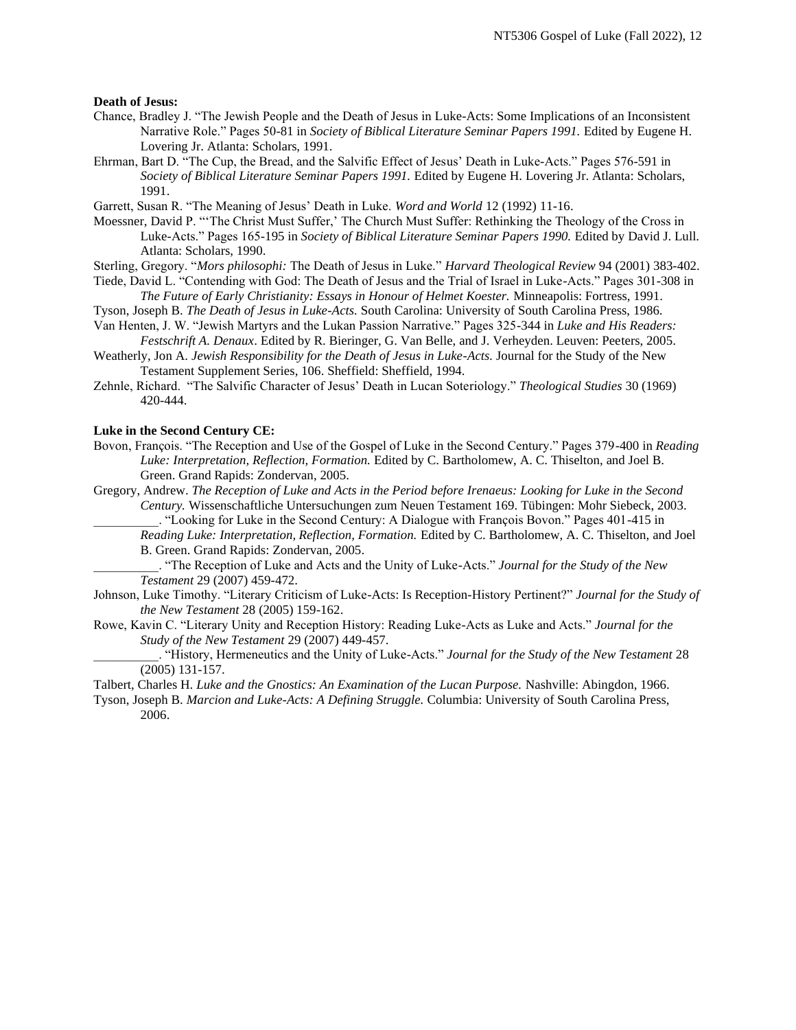**Death of Jesus:**

Chance, Bradley J. "The Jewish People and the Death of Jesus in Luke-Acts: Some Implications of an Inconsistent Narrative Role." Pages 50-81 in *Society of Biblical Literature Seminar Papers 1991.* Edited by Eugene H. Lovering Jr. Atlanta: Scholars, 1991.

Ehrman, Bart D. "The Cup, the Bread, and the Salvific Effect of Jesus' Death in Luke-Acts." Pages 576-591 in *Society of Biblical Literature Seminar Papers 1991.* Edited by Eugene H. Lovering Jr. Atlanta: Scholars, 1991.

Garrett, Susan R. "The Meaning of Jesus' Death in Luke. *Word and World* 12 (1992) 11-16.

Moessner, David P. "'The Christ Must Suffer,' The Church Must Suffer: Rethinking the Theology of the Cross in Luke-Acts." Pages 165-195 in *Society of Biblical Literature Seminar Papers 1990.* Edited by David J. Lull. Atlanta: Scholars, 1990.

Sterling, Gregory. "*Mors philosophi:* The Death of Jesus in Luke." *Harvard Theological Review* 94 (2001) 383-402.

Tiede, David L. "Contending with God: The Death of Jesus and the Trial of Israel in Luke-Acts." Pages 301-308 in *The Future of Early Christianity: Essays in Honour of Helmet Koester.* Minneapolis: Fortress, 1991.

Tyson, Joseph B. *The Death of Jesus in Luke-Acts.* South Carolina: University of South Carolina Press, 1986.

Van Henten, J. W. "Jewish Martyrs and the Lukan Passion Narrative." Pages 325-344 in *Luke and His Readers: Festschrift A. Denaux*. Edited by R. Bieringer, G. Van Belle, and J. Verheyden. Leuven: Peeters, 2005.

Weatherly, Jon A. *Jewish Responsibility for the Death of Jesus in Luke-Acts.* Journal for the Study of the New Testament Supplement Series, 106. Sheffield: Sheffield, 1994.

Zehnle, Richard. "The Salvific Character of Jesus' Death in Lucan Soteriology." *Theological Studies* 30 (1969) 420-444.

**Luke in the Second Century CE:**

Bovon, François. "The Reception and Use of the Gospel of Luke in the Second Century." Pages 379-400 in *Reading Luke: Interpretation, Reflection, Formation.* Edited by C. Bartholomew, A. C. Thiselton, and Joel B. Green. Grand Rapids: Zondervan, 2005.

Gregory, Andrew. *The Reception of Luke and Acts in the Period before Irenaeus: Looking for Luke in the Second Century.* Wissenschaftliche Untersuchungen zum Neuen Testament 169. Tübingen: Mohr Siebeck, 2003.

__________. "Looking for Luke in the Second Century: A Dialogue with François Bovon." Pages 401-415 in *Reading Luke: Interpretation, Reflection, Formation.* Edited by C. Bartholomew, A. C. Thiselton, and Joel B. Green. Grand Rapids: Zondervan, 2005.

__________. "The Reception of Luke and Acts and the Unity of Luke-Acts." *Journal for the Study of the New Testament* 29 (2007) 459-472.

Johnson, Luke Timothy. "Literary Criticism of Luke-Acts: Is Reception-History Pertinent?" *Journal for the Study of the New Testament* 28 (2005) 159-162.

Rowe, Kavin C. "Literary Unity and Reception History: Reading Luke-Acts as Luke and Acts." *Journal for the Study of the New Testament* 29 (2007) 449-457.

__________. "History, Hermeneutics and the Unity of Luke-Acts." *Journal for the Study of the New Testament* 28 (2005) 131-157.

Talbert, Charles H. *Luke and the Gnostics: An Examination of the Lucan Purpose.* Nashville: Abingdon, 1966.

Tyson, Joseph B. *Marcion and Luke-Acts: A Defining Struggle.* Columbia: University of South Carolina Press, 2006.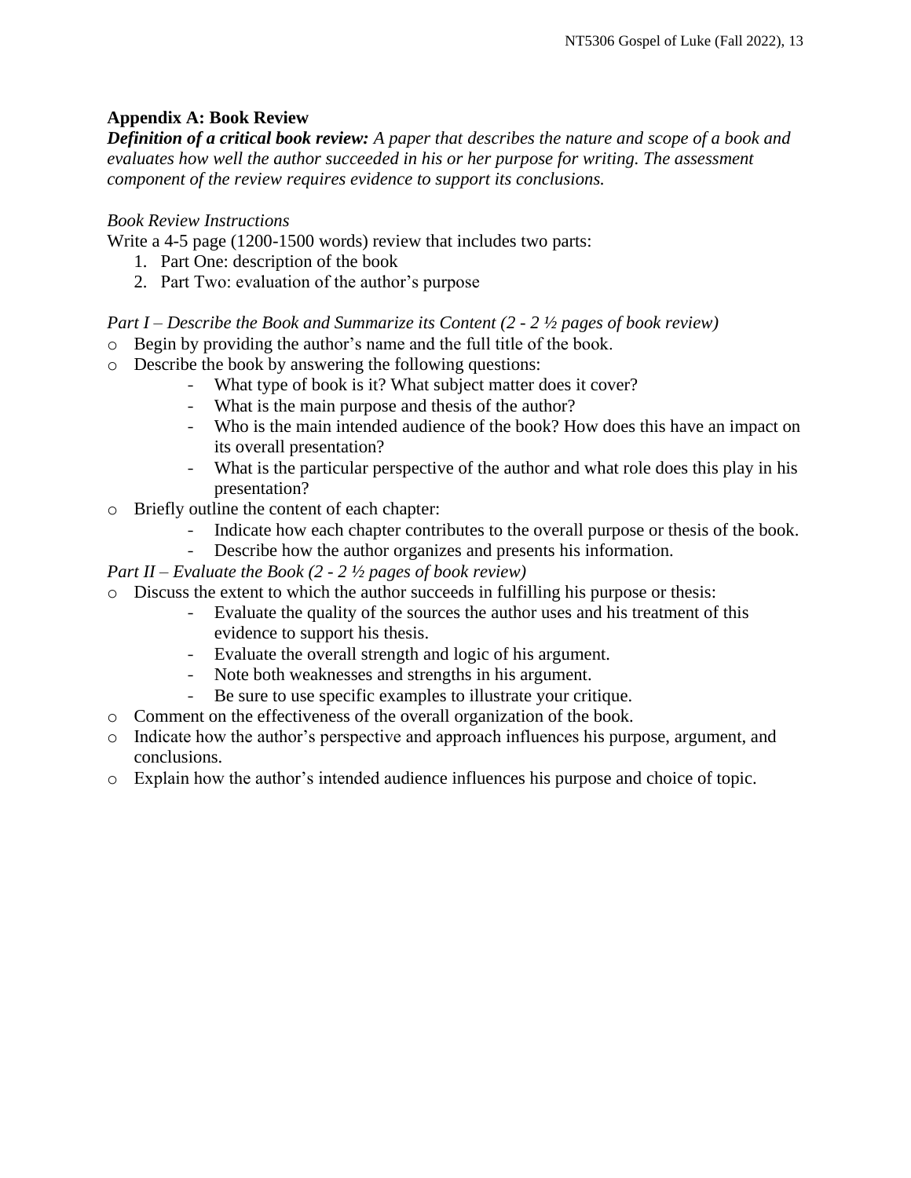## Appendix A: Book Review

***Definition of a critical book review:*** *A paper that describes the nature and scope of a book and evaluates how well the author succeeded in his or her purpose for writing. The assessment component of the review requires evidence to support its conclusions.*

*Book Review Instructions*

Write a 4-5 page (1200-1500 words) review that includes two parts:

1. Part One: description of the book
2. Part Two: evaluation of the author's purpose

*Part I – Describe the Book and Summarize its Content (2 - 2 ½ pages of book review)*

- Begin by providing the author's name and the full title of the book.
- Describe the book by answering the following questions:
  - What type of book is it? What subject matter does it cover?
  - What is the main purpose and thesis of the author?
  - Who is the main intended audience of the book? How does this have an impact on its overall presentation?
  - What is the particular perspective of the author and what role does this play in his presentation?
- Briefly outline the content of each chapter:
  - Indicate how each chapter contributes to the overall purpose or thesis of the book.
  - Describe how the author organizes and presents his information.

*Part II – Evaluate the Book (2 - 2 ½ pages of book review)*

- Discuss the extent to which the author succeeds in fulfilling his purpose or thesis:
  - Evaluate the quality of the sources the author uses and his treatment of this evidence to support his thesis.
  - Evaluate the overall strength and logic of his argument.
  - Note both weaknesses and strengths in his argument.
  - Be sure to use specific examples to illustrate your critique.
- Comment on the effectiveness of the overall organization of the book.
- Indicate how the author's perspective and approach influences his purpose, argument, and conclusions.
- Explain how the author's intended audience influences his purpose and choice of topic.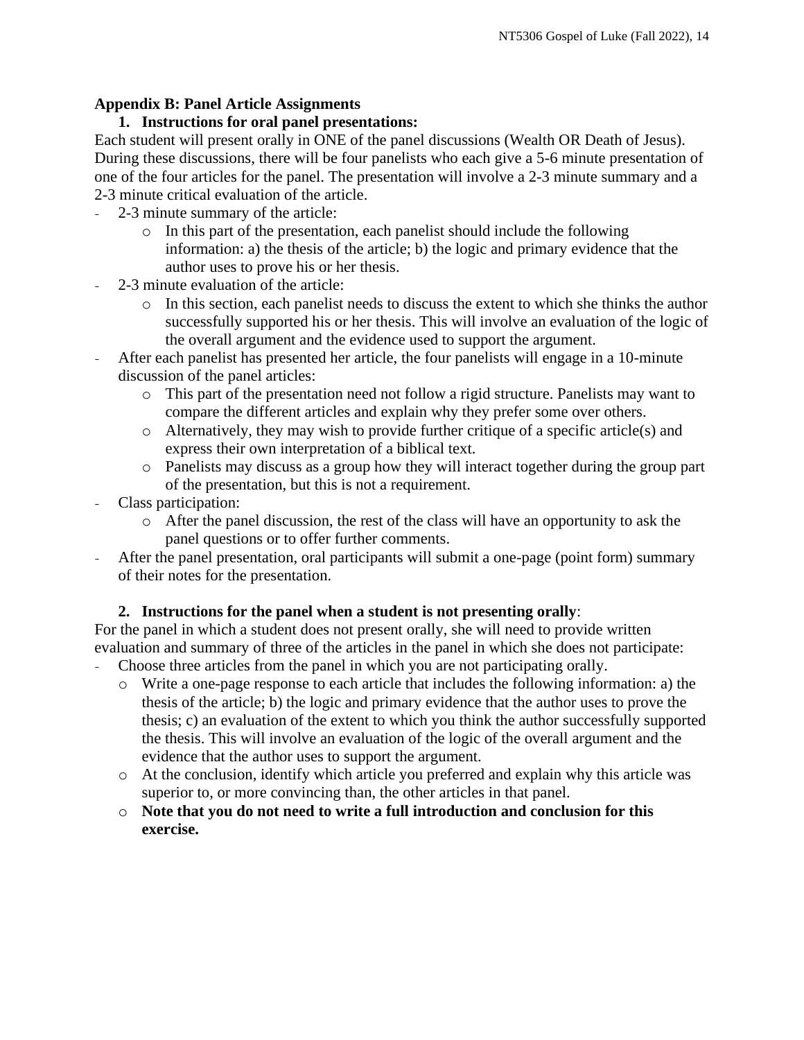## Appendix B: Panel Article Assignments

### 1. Instructions for oral panel presentations:

Each student will present orally in ONE of the panel discussions (Wealth OR Death of Jesus). During these discussions, there will be four panelists who each give a 5-6 minute presentation of one of the four articles for the panel. The presentation will involve a 2-3 minute summary and a 2-3 minute critical evaluation of the article.

- 2-3 minute summary of the article:
  - In this part of the presentation, each panelist should include the following information: a) the thesis of the article; b) the logic and primary evidence that the author uses to prove his or her thesis.
- 2-3 minute evaluation of the article:
  - In this section, each panelist needs to discuss the extent to which she thinks the author successfully supported his or her thesis. This will involve an evaluation of the logic of the overall argument and the evidence used to support the argument.
- After each panelist has presented her article, the four panelists will engage in a 10-minute discussion of the panel articles:
  - This part of the presentation need not follow a rigid structure. Panelists may want to compare the different articles and explain why they prefer some over others.
  - Alternatively, they may wish to provide further critique of a specific article(s) and express their own interpretation of a biblical text.
  - Panelists may discuss as a group how they will interact together during the group part of the presentation, but this is not a requirement.
- Class participation:
  - After the panel discussion, the rest of the class will have an opportunity to ask the panel questions or to offer further comments.
- After the panel presentation, oral participants will submit a one-page (point form) summary of their notes for the presentation.

### 2. Instructions for the panel when a student is not presenting orally:

For the panel in which a student does not present orally, she will need to provide written evaluation and summary of three of the articles in the panel in which she does not participate:

- Choose three articles from the panel in which you are not participating orally.
  - Write a one-page response to each article that includes the following information: a) the thesis of the article; b) the logic and primary evidence that the author uses to prove the thesis; c) an evaluation of the extent to which you think the author successfully supported the thesis. This will involve an evaluation of the logic of the overall argument and the evidence that the author uses to support the argument.
  - At the conclusion, identify which article you preferred and explain why this article was superior to, or more convincing than, the other articles in that panel.
  - **Note that you do not need to write a full introduction and conclusion for this exercise.**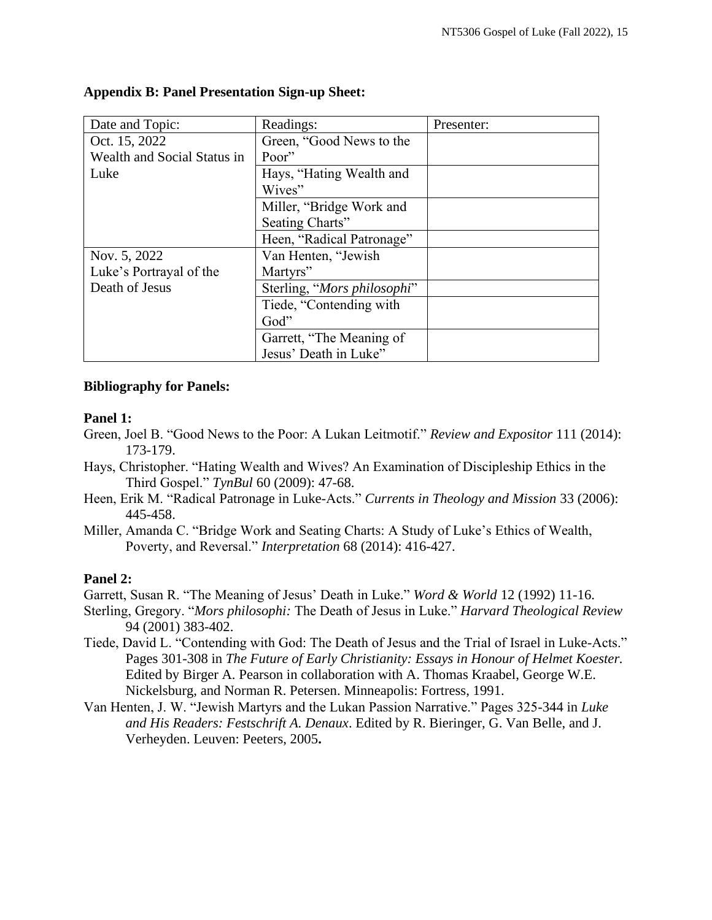**Appendix B: Panel Presentation Sign-up Sheet:**

| Date and Topic: | Readings: | Presenter: |
|---|---|---|
| Oct. 15, 2022 Wealth and Social Status in Luke | Green, "Good News to the Poor" | |
| | Hays, "Hating Wealth and Wives" | |
| | Miller, "Bridge Work and Seating Charts" | |
| | Heen, "Radical Patronage" | |
| Nov. 5, 2022 Luke's Portrayal of the Death of Jesus | Van Henten, "Jewish Martyrs" | |
| | Sterling, "*Mors philosophi*" | |
| | Tiede, "Contending with God" | |
| | Garrett, "The Meaning of Jesus' Death in Luke" | |

**Bibliography for Panels:**

**Panel 1:**

Green, Joel B. "Good News to the Poor: A Lukan Leitmotif." *Review and Expositor* 111 (2014): 173-179.

Hays, Christopher. "Hating Wealth and Wives? An Examination of Discipleship Ethics in the Third Gospel." *TynBul* 60 (2009): 47-68.

Heen, Erik M. "Radical Patronage in Luke-Acts." *Currents in Theology and Mission* 33 (2006): 445-458.

Miller, Amanda C. "Bridge Work and Seating Charts: A Study of Luke's Ethics of Wealth, Poverty, and Reversal." *Interpretation* 68 (2014): 416-427.

**Panel 2:**

Garrett, Susan R. "The Meaning of Jesus' Death in Luke." *Word & World* 12 (1992) 11-16.

Sterling, Gregory. "*Mors philosophi:* The Death of Jesus in Luke." *Harvard Theological Review* 94 (2001) 383-402.

Tiede, David L. "Contending with God: The Death of Jesus and the Trial of Israel in Luke-Acts." Pages 301-308 in *The Future of Early Christianity: Essays in Honour of Helmet Koester.* Edited by Birger A. Pearson in collaboration with A. Thomas Kraabel, George W.E. Nickelsburg, and Norman R. Petersen. Minneapolis: Fortress, 1991.

Van Henten, J. W. "Jewish Martyrs and the Lukan Passion Narrative." Pages 325-344 in *Luke and His Readers: Festschrift A. Denaux*. Edited by R. Bieringer, G. Van Belle, and J. Verheyden. Leuven: Peeters, 2005**.**